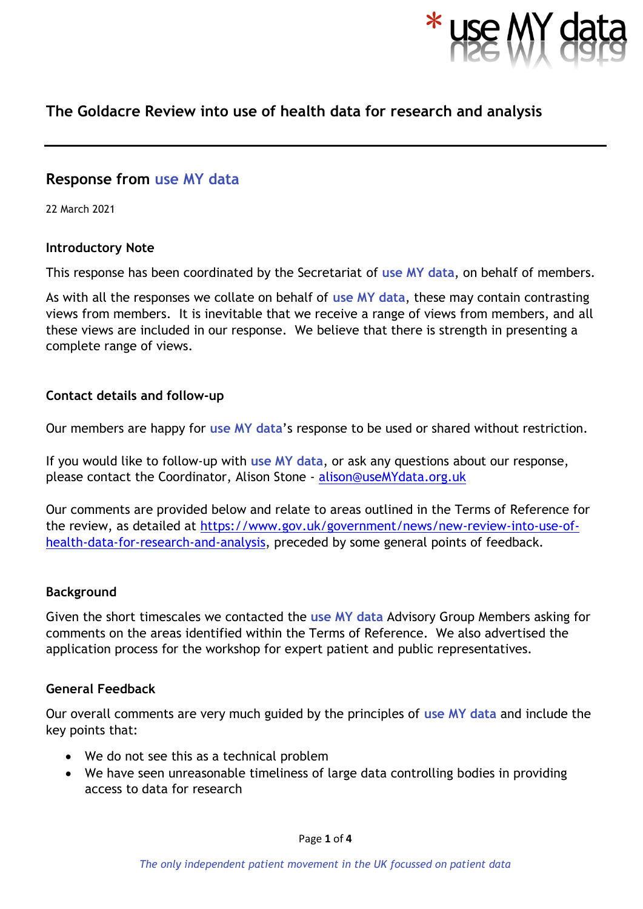# The Goldacre Review into use of health data for research and analysis

## Response from use MY data

22 March 2021

### Introductory Note

This response has been coordinated by the Secretariat of use MY data, on behalf of members.

As with all the responses we collate on behalf of use MY data, these may contain contrasting views from members. It is inevitable that we receive a range of views from members, and all these views are included in our response. We believe that there is strength in presenting a complete range of views.

### Contact details and follow-up

Our members are happy for use MY data's response to be used or shared without restriction.

If you would like to follow-up with use MY data, or ask any questions about our response, please contact the Coordinator, Alison Stone - alison@useMYdata.org.uk

Our comments are provided below and relate to areas outlined in the Terms of Reference for the review, as detailed at https://www.gov.uk/government/news/new-review-into-use-of-health-data-for-research-and-analysis, preceded by some general points of feedback.

### Background

Given the short timescales we contacted the use MY data Advisory Group Members asking for comments on the areas identified within the Terms of Reference. We also advertised the application process for the workshop for expert patient and public representatives.

### General Feedback

Our overall comments are very much guided by the principles of use MY data and include the key points that:

- We do not see this as a technical problem
- We have seen unreasonable timeliness of large data controlling bodies in providing access to data for research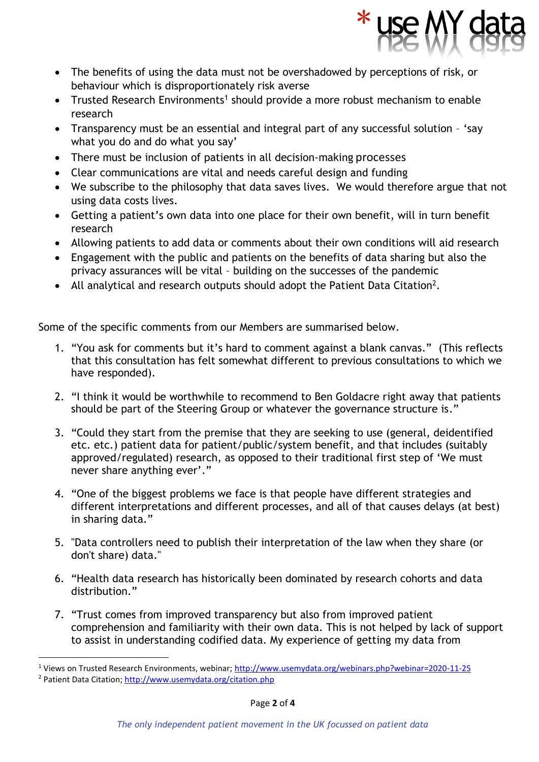- The benefits of using the data must not be overshadowed by perceptions of risk, or behaviour which is disproportionately risk averse
- Trusted Research Environments[1] should provide a more robust mechanism to enable research
- Transparency must be an essential and integral part of any successful solution – 'say what you do and do what you say'
- There must be inclusion of patients in all decision-making processes
- Clear communications are vital and needs careful design and funding
- We subscribe to the philosophy that data saves lives. We would therefore argue that not using data costs lives.
- Getting a patient's own data into one place for their own benefit, will in turn benefit research
- Allowing patients to add data or comments about their own conditions will aid research
- Engagement with the public and patients on the benefits of data sharing but also the privacy assurances will be vital – building on the successes of the pandemic
- All analytical and research outputs should adopt the Patient Data Citation[2].

Some of the specific comments from our Members are summarised below.

1. "You ask for comments but it's hard to comment against a blank canvas." (This reflects that this consultation has felt somewhat different to previous consultations to which we have responded).

2. "I think it would be worthwhile to recommend to Ben Goldacre right away that patients should be part of the Steering Group or whatever the governance structure is."

3. "Could they start from the premise that they are seeking to use (general, deidentified etc. etc.) patient data for patient/public/system benefit, and that includes (suitably approved/regulated) research, as opposed to their traditional first step of 'We must never share anything ever'."

4. "One of the biggest problems we face is that people have different strategies and different interpretations and different processes, and all of that causes delays (at best) in sharing data."

5. "Data controllers need to publish their interpretation of the law when they share (or don't share) data."

6. "Health data research has historically been dominated by research cohorts and data distribution."

7. "Trust comes from improved transparency but also from improved patient comprehension and familiarity with their own data. This is not helped by lack of support to assist in understanding codified data. My experience of getting my data from

---

[1] Views on Trusted Research Environments, webinar; http://www.usemydata.org/webinars.php?webinar=2020-11-25

[2] Patient Data Citation; http://www.usemydata.org/citation.php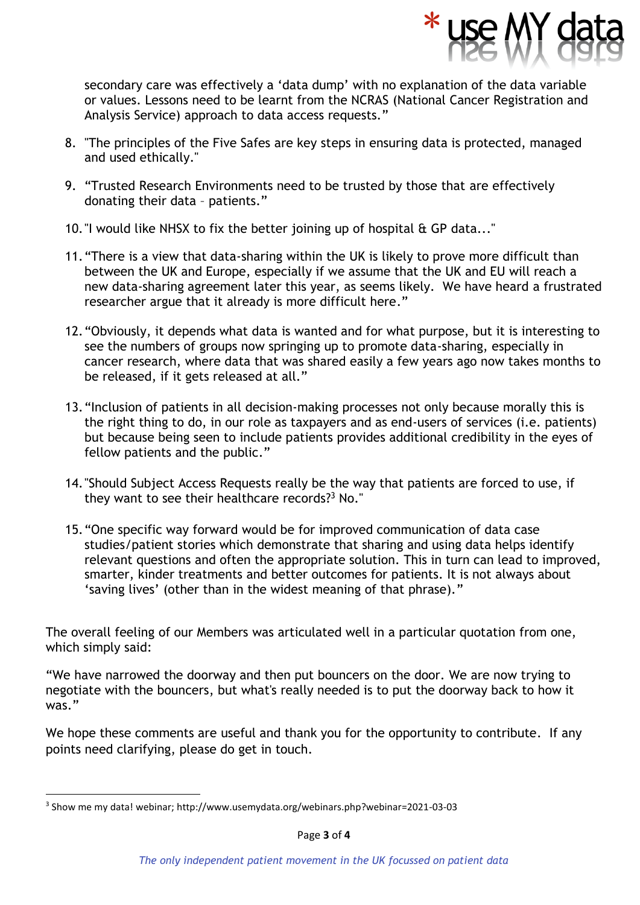secondary care was effectively a 'data dump' with no explanation of the data variable or values. Lessons need to be learnt from the NCRAS (National Cancer Registration and Analysis Service) approach to data access requests."

8. "The principles of the Five Safes are key steps in ensuring data is protected, managed and used ethically."

9. "Trusted Research Environments need to be trusted by those that are effectively donating their data – patients."

10. "I would like NHSX to fix the better joining up of hospital & GP data..."

11. "There is a view that data-sharing within the UK is likely to prove more difficult than between the UK and Europe, especially if we assume that the UK and EU will reach a new data-sharing agreement later this year, as seems likely. We have heard a frustrated researcher argue that it already is more difficult here."

12. "Obviously, it depends what data is wanted and for what purpose, but it is interesting to see the numbers of groups now springing up to promote data-sharing, especially in cancer research, where data that was shared easily a few years ago now takes months to be released, if it gets released at all."

13. "Inclusion of patients in all decision-making processes not only because morally this is the right thing to do, in our role as taxpayers and as end-users of services (i.e. patients) but because being seen to include patients provides additional credibility in the eyes of fellow patients and the public."

14. "Should Subject Access Requests really be the way that patients are forced to use, if they want to see their healthcare records?[3] No."

15. "One specific way forward would be for improved communication of data case studies/patient stories which demonstrate that sharing and using data helps identify relevant questions and often the appropriate solution. This in turn can lead to improved, smarter, kinder treatments and better outcomes for patients. It is not always about 'saving lives' (other than in the widest meaning of that phrase)."

The overall feeling of our Members was articulated well in a particular quotation from one, which simply said:

"We have narrowed the doorway and then put bouncers on the door. We are now trying to negotiate with the bouncers, but what's really needed is to put the doorway back to how it was."

We hope these comments are useful and thank you for the opportunity to contribute. If any points need clarifying, please do get in touch.

[3] Show me my data! webinar; http://www.usemydata.org/webinars.php?webinar=2021-03-03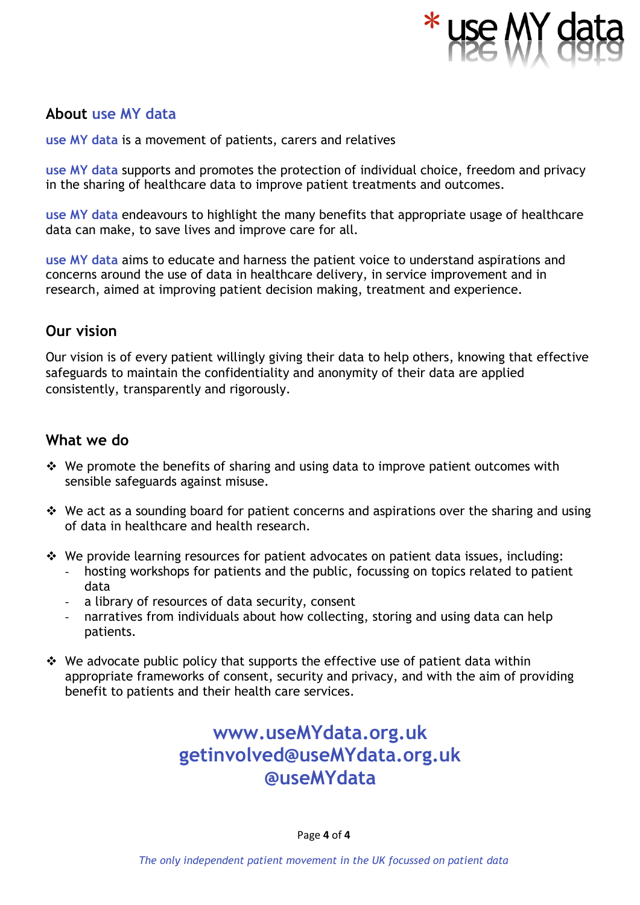## About use MY data

use MY data is a movement of patients, carers and relatives

use MY data supports and promotes the protection of individual choice, freedom and privacy in the sharing of healthcare data to improve patient treatments and outcomes.

use MY data endeavours to highlight the many benefits that appropriate usage of healthcare data can make, to save lives and improve care for all.

use MY data aims to educate and harness the patient voice to understand aspirations and concerns around the use of data in healthcare delivery, in service improvement and in research, aimed at improving patient decision making, treatment and experience.

## Our vision

Our vision is of every patient willingly giving their data to help others, knowing that effective safeguards to maintain the confidentiality and anonymity of their data are applied consistently, transparently and rigorously.

## What we do

- We promote the benefits of sharing and using data to improve patient outcomes with sensible safeguards against misuse.
- We act as a sounding board for patient concerns and aspirations over the sharing and using of data in healthcare and health research.
- We provide learning resources for patient advocates on patient data issues, including:
  - hosting workshops for patients and the public, focussing on topics related to patient data
  - a library of resources of data security, consent
  - narratives from individuals about how collecting, storing and using data can help patients.
- We advocate public policy that supports the effective use of patient data within appropriate frameworks of consent, security and privacy, and with the aim of providing benefit to patients and their health care services.

**www.useMYdata.org.uk**
**getinvolved@useMYdata.org.uk**
**@useMYdata**

*The only independent patient movement in the UK focussed on patient data*